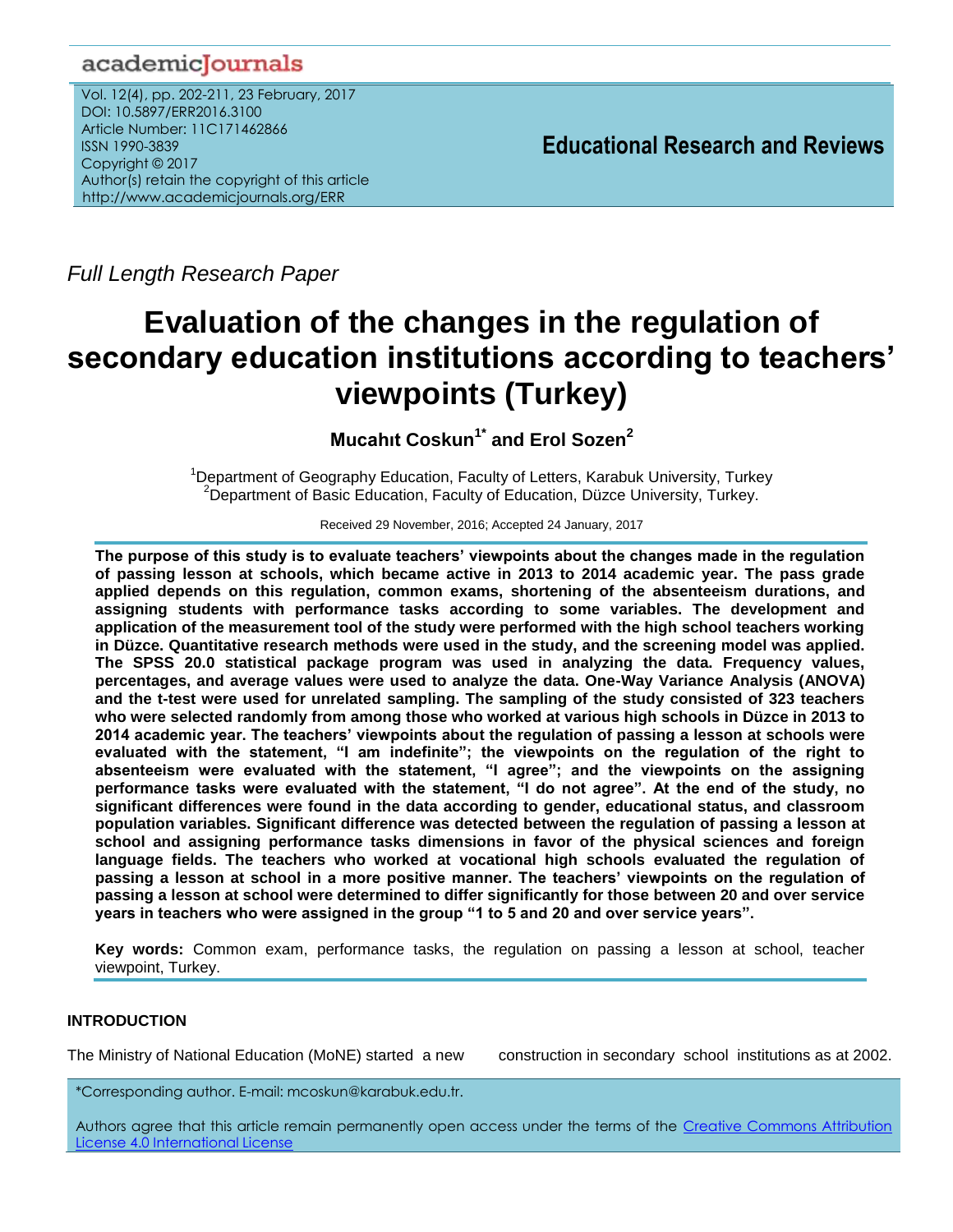academicJournals

Vol. 12(4), pp. 202-211, 23 February, 2017
DOI: 10.5897/ERR2016.3100
Article Number: 11C171462866
ISSN 1990-3839
Copyright © 2017
Author(s) retain the copyright of this article
http://www.academicjournals.org/ERR

**Educational Research and Reviews**

*Full Length Research Paper*

# Evaluation of the changes in the regulation of secondary education institutions according to teachers' viewpoints (Turkey)

**Mucahıt Coskun[1*] and Erol Sozen[2]**

[1]Department of Geography Education, Faculty of Letters, Karabuk University, Turkey
[2]Department of Basic Education, Faculty of Education, Düzce University, Turkey.

Received 29 November, 2016; Accepted 24 January, 2017

**The purpose of this study is to evaluate teachers' viewpoints about the changes made in the regulation of passing lesson at schools, which became active in 2013 to 2014 academic year. The pass grade applied depends on this regulation, common exams, shortening of the absenteeism durations, and assigning students with performance tasks according to some variables. The development and application of the measurement tool of the study were performed with the high school teachers working in Düzce. Quantitative research methods were used in the study, and the screening model was applied. The SPSS 20.0 statistical package program was used in analyzing the data. Frequency values, percentages, and average values were used to analyze the data. One-Way Variance Analysis (ANOVA) and the t-test were used for unrelated sampling. The sampling of the study consisted of 323 teachers who were selected randomly from among those who worked at various high schools in Düzce in 2013 to 2014 academic year. The teachers' viewpoints about the regulation of passing a lesson at schools were evaluated with the statement, "I am indefinite"; the viewpoints on the regulation of the right to absenteeism were evaluated with the statement, "I agree"; and the viewpoints on the assigning performance tasks were evaluated with the statement, "I do not agree". At the end of the study, no significant differences were found in the data according to gender, educational status, and classroom population variables. Significant difference was detected between the regulation of passing a lesson at school and assigning performance tasks dimensions in favor of the physical sciences and foreign language fields. The teachers who worked at vocational high schools evaluated the regulation of passing a lesson at school in a more positive manner. The teachers' viewpoints on the regulation of passing a lesson at school were determined to differ significantly for those between 20 and over service years in teachers who were assigned in the group "1 to 5 and 20 and over service years".**

**Key words:** Common exam, performance tasks, the regulation on passing a lesson at school, teacher viewpoint, Turkey.

## INTRODUCTION

The Ministry of National Education (MoNE) started a new construction in secondary school institutions as at 2002.

*Corresponding author. E-mail: mcoskun@karabuk.edu.tr.

Authors agree that this article remain permanently open access under the terms of the Creative Commons Attribution License 4.0 International License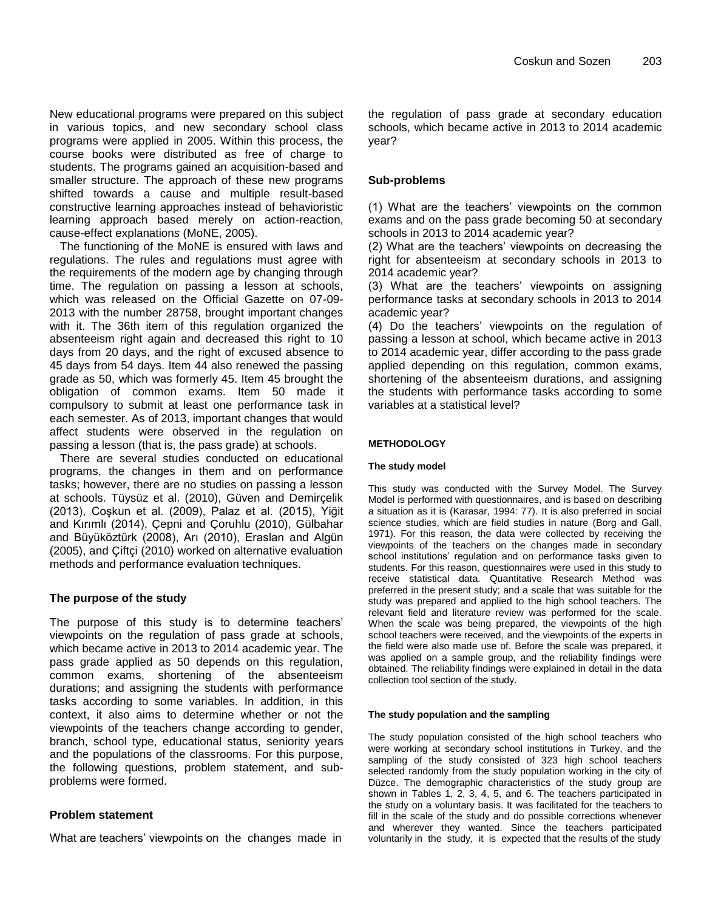New educational programs were prepared on this subject in various topics, and new secondary school class programs were applied in 2005. Within this process, the course books were distributed as free of charge to students. The programs gained an acquisition-based and smaller structure. The approach of these new programs shifted towards a cause and multiple result-based constructive learning approaches instead of behavioristic learning approach based merely on action-reaction, cause-effect explanations (MoNE, 2005).

The functioning of the MoNE is ensured with laws and regulations. The rules and regulations must agree with the requirements of the modern age by changing through time. The regulation on passing a lesson at schools, which was released on the Official Gazette on 07-09-2013 with the number 28758, brought important changes with it. The 36th item of this regulation organized the absenteeism right again and decreased this right to 10 days from 20 days, and the right of excused absence to 45 days from 54 days. Item 44 also renewed the passing grade as 50, which was formerly 45. Item 45 brought the obligation of common exams. Item 50 made it compulsory to submit at least one performance task in each semester. As of 2013, important changes that would affect students were observed in the regulation on passing a lesson (that is, the pass grade) at schools.

There are several studies conducted on educational programs, the changes in them and on performance tasks; however, there are no studies on passing a lesson at schools. Tüysüz et al. (2010), Güven and Demirçelik (2013), Coşkun et al. (2009), Palaz et al. (2015), Yiğit and Kırımlı (2014), Çepni and Çoruhlu (2010), Gülbahar and Büyüköztürk (2008), Arı (2010), Eraslan and Algün (2005), and Çiftçi (2010) worked on alternative evaluation methods and performance evaluation techniques.

## The purpose of the study

The purpose of this study is to determine teachers' viewpoints on the regulation of pass grade at schools, which became active in 2013 to 2014 academic year. The pass grade applied as 50 depends on this regulation, common exams, shortening of the absenteeism durations; and assigning the students with performance tasks according to some variables. In addition, in this context, it also aims to determine whether or not the viewpoints of the teachers change according to gender, branch, school type, educational status, seniority years and the populations of the classrooms. For this purpose, the following questions, problem statement, and sub-problems were formed.

## Problem statement

What are teachers' viewpoints on the changes made in the regulation of pass grade at secondary education schools, which became active in 2013 to 2014 academic year?

## Sub-problems

(1) What are the teachers' viewpoints on the common exams and on the pass grade becoming 50 at secondary schools in 2013 to 2014 academic year?
(2) What are the teachers' viewpoints on decreasing the right for absenteeism at secondary schools in 2013 to 2014 academic year?
(3) What are the teachers' viewpoints on assigning performance tasks at secondary schools in 2013 to 2014 academic year?
(4) Do the teachers' viewpoints on the regulation of passing a lesson at school, which became active in 2013 to 2014 academic year, differ according to the pass grade applied depending on this regulation, common exams, shortening of the absenteeism durations, and assigning the students with performance tasks according to some variables at a statistical level?

# METHODOLOGY

### The study model

This study was conducted with the Survey Model. The Survey Model is performed with questionnaires, and is based on describing a situation as it is (Karasar, 1994: 77). It is also preferred in social science studies, which are field studies in nature (Borg and Gall, 1971). For this reason, the data were collected by receiving the viewpoints of the teachers on the changes made in secondary school institutions' regulation and on performance tasks given to students. For this reason, questionnaires were used in this study to receive statistical data. Quantitative Research Method was preferred in the present study; and a scale that was suitable for the study was prepared and applied to the high school teachers. The relevant field and literature review was performed for the scale. When the scale was being prepared, the viewpoints of the high school teachers were received, and the viewpoints of the experts in the field were also made use of. Before the scale was prepared, it was applied on a sample group, and the reliability findings were obtained. The reliability findings were explained in detail in the data collection tool section of the study.

### The study population and the sampling

The study population consisted of the high school teachers who were working at secondary school institutions in Turkey, and the sampling of the study consisted of 323 high school teachers selected randomly from the study population working in the city of Düzce. The demographic characteristics of the study group are shown in Tables 1, 2, 3, 4, 5, and 6. The teachers participated in the study on a voluntary basis. It was facilitated for the teachers to fill in the scale of the study and do possible corrections whenever and wherever they wanted. Since the teachers participated voluntarily in the study, it is expected that the results of the study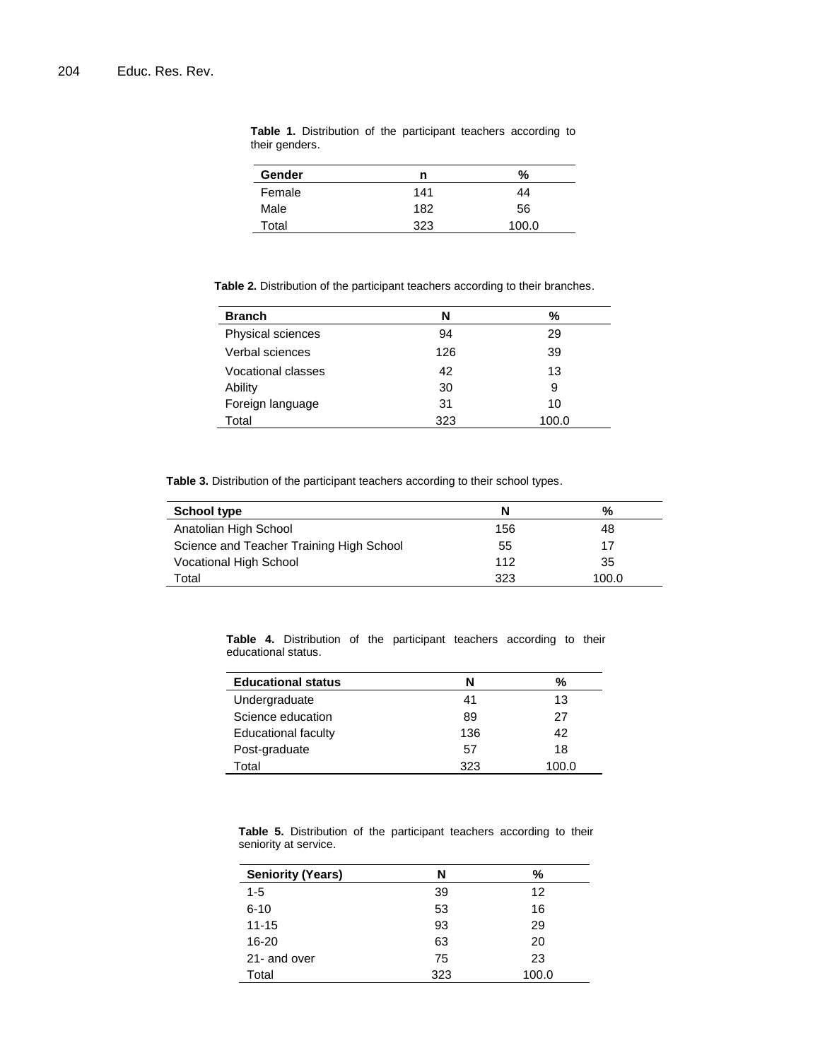**Table 1.** Distribution of the participant teachers according to their genders.

| Gender | n | % |
|---|---|---|
| Female | 141 | 44 |
| Male | 182 | 56 |
| Total | 323 | 100.0 |

**Table 2.** Distribution of the participant teachers according to their branches.

| Branch | N | % |
|---|---|---|
| Physical sciences | 94 | 29 |
| Verbal sciences | 126 | 39 |
| Vocational classes | 42 | 13 |
| Ability | 30 | 9 |
| Foreign language | 31 | 10 |
| Total | 323 | 100.0 |

**Table 3.** Distribution of the participant teachers according to their school types.

| School type | N | % |
|---|---|---|
| Anatolian High School | 156 | 48 |
| Science and Teacher Training High School | 55 | 17 |
| Vocational High School | 112 | 35 |
| Total | 323 | 100.0 |

**Table 4.** Distribution of the participant teachers according to their educational status.

| Educational status | N | % |
|---|---|---|
| Undergraduate | 41 | 13 |
| Science education | 89 | 27 |
| Educational faculty | 136 | 42 |
| Post-graduate | 57 | 18 |
| Total | 323 | 100.0 |

**Table 5.** Distribution of the participant teachers according to their seniority at service.

| Seniority (Years) | N | % |
|---|---|---|
| 1-5 | 39 | 12 |
| 6-10 | 53 | 16 |
| 11-15 | 93 | 29 |
| 16-20 | 63 | 20 |
| 21- and over | 75 | 23 |
| Total | 323 | 100.0 |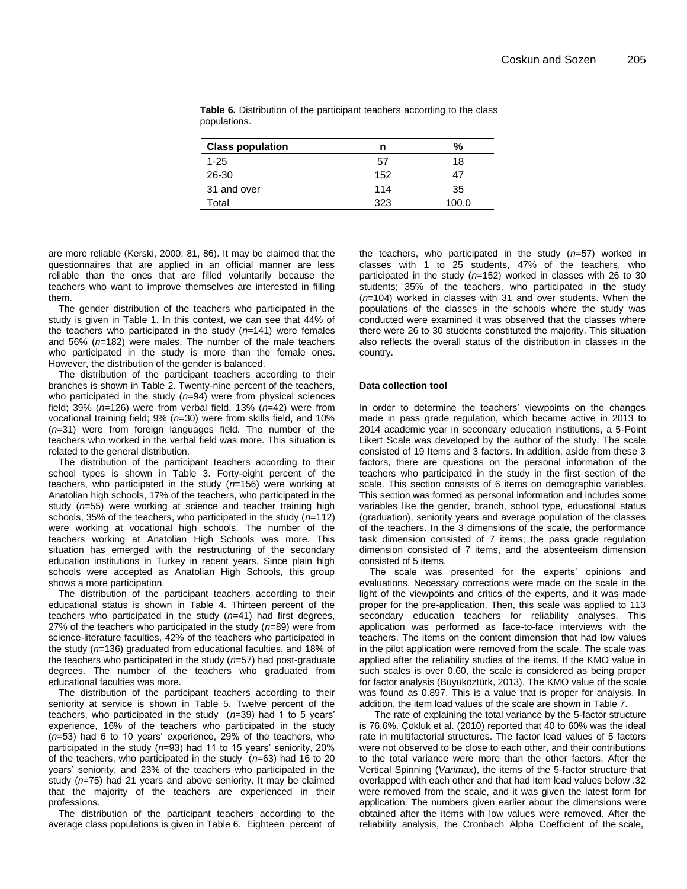**Table 6.** Distribution of the participant teachers according to the class populations.

| Class population | n | % |
|---|---|---|
| 1-25 | 57 | 18 |
| 26-30 | 152 | 47 |
| 31 and over | 114 | 35 |
| Total | 323 | 100.0 |

are more reliable (Kerski, 2000: 81, 86). It may be claimed that the questionnaires that are applied in an official manner are less reliable than the ones that are filled voluntarily because the teachers who want to improve themselves are interested in filling them.

The gender distribution of the teachers who participated in the study is given in Table 1. In this context, we can see that 44% of the teachers who participated in the study (*n*=141) were females and 56% (*n*=182) were males. The number of the male teachers who participated in the study is more than the female ones. However, the distribution of the gender is balanced.

The distribution of the participant teachers according to their branches is shown in Table 2. Twenty-nine percent of the teachers, who participated in the study (*n*=94) were from physical sciences field; 39% (*n*=126) were from verbal field, 13% (*n*=42) were from vocational training field; 9% (*n*=30) were from skills field, and 10% (*n*=31) were from foreign languages field. The number of the teachers who worked in the verbal field was more. This situation is related to the general distribution.

The distribution of the participant teachers according to their school types is shown in Table 3. Forty-eight percent of the teachers, who participated in the study (*n*=156) were working at Anatolian high schools, 17% of the teachers, who participated in the study (*n*=55) were working at science and teacher training high schools, 35% of the teachers, who participated in the study (*n*=112) were working at vocational high schools. The number of the teachers working at Anatolian High Schools was more. This situation has emerged with the restructuring of the secondary education institutions in Turkey in recent years. Since plain high schools were accepted as Anatolian High Schools, this group shows a more participation.

The distribution of the participant teachers according to their educational status is shown in Table 4. Thirteen percent of the teachers who participated in the study (*n*=41) had first degrees, 27% of the teachers who participated in the study (*n*=89) were from science-literature faculties, 42% of the teachers who participated in the study (*n*=136) graduated from educational faculties, and 18% of the teachers who participated in the study (*n*=57) had post-graduate degrees. The number of the teachers who graduated from educational faculties was more.

The distribution of the participant teachers according to their seniority at service is shown in Table 5. Twelve percent of the teachers, who participated in the study (*n*=39) had 1 to 5 years' experience, 16% of the teachers who participated in the study (*n*=53) had 6 to 10 years' experience, 29% of the teachers, who participated in the study (*n*=93) had 11 to 15 years' seniority, 20% of the teachers, who participated in the study (*n*=63) had 16 to 20 years' seniority, and 23% of the teachers who participated in the study (*n*=75) had 21 years and above seniority. It may be claimed that the majority of the teachers are experienced in their professions.

The distribution of the participant teachers according to the average class populations is given in Table 6. Eighteen percent of the teachers, who participated in the study (*n*=57) worked in classes with 1 to 25 students, 47% of the teachers, who participated in the study (*n*=152) worked in classes with 26 to 30 students; 35% of the teachers, who participated in the study (*n*=104) worked in classes with 31 and over students. When the populations of the classes in the schools where the study was conducted were examined it was observed that the classes where there were 26 to 30 students constituted the majority. This situation also reflects the overall status of the distribution in classes in the country.

**Data collection tool**

In order to determine the teachers' viewpoints on the changes made in pass grade regulation, which became active in 2013 to 2014 academic year in secondary education institutions, a 5-Point Likert Scale was developed by the author of the study. The scale consisted of 19 Items and 3 factors. In addition, aside from these 3 factors, there are questions on the personal information of the teachers who participated in the study in the first section of the scale. This section consists of 6 items on demographic variables. This section was formed as personal information and includes some variables like the gender, branch, school type, educational status (graduation), seniority years and average population of the classes of the teachers. In the 3 dimensions of the scale, the performance task dimension consisted of 7 items; the pass grade regulation dimension consisted of 7 items, and the absenteeism dimension consisted of 5 items.

The scale was presented for the experts' opinions and evaluations. Necessary corrections were made on the scale in the light of the viewpoints and critics of the experts, and it was made proper for the pre-application. Then, this scale was applied to 113 secondary education teachers for reliability analyses. This application was performed as face-to-face interviews with the teachers. The items on the content dimension that had low values in the pilot application were removed from the scale. The scale was applied after the reliability studies of the items. If the KMO value in such scales is over 0.60, the scale is considered as being proper for factor analysis (Büyüköztürk, 2013). The KMO value of the scale was found as 0.897. This is a value that is proper for analysis. In addition, the item load values of the scale are shown in Table 7.

The rate of explaining the total variance by the 5-factor structure is 76.6%. Çokluk et al. (2010) reported that 40 to 60% was the ideal rate in multifactorial structures. The factor load values of 5 factors were not observed to be close to each other, and their contributions to the total variance were more than the other factors. After the Vertical Spinning (*Varimax*), the items of the 5-factor structure that overlapped with each other and that had item load values below .32 were removed from the scale, and it was given the latest form for application. The numbers given earlier about the dimensions were obtained after the items with low values were removed. After the reliability analysis, the Cronbach Alpha Coefficient of the scale,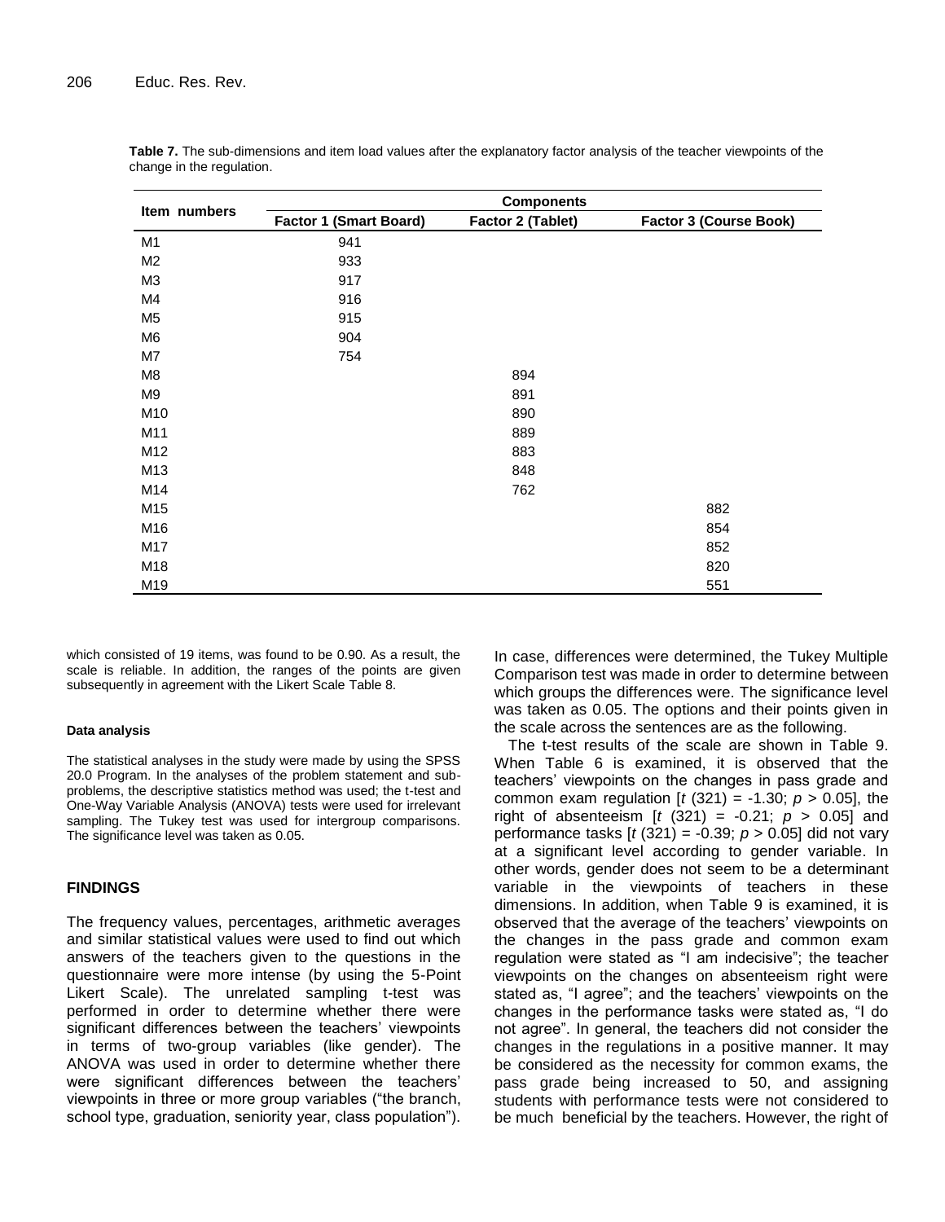**Table 7.** The sub-dimensions and item load values after the explanatory factor analysis of the teacher viewpoints of the change in the regulation.

| Item numbers | Components | | |
|---|---|---|---|
| | Factor 1 (Smart Board) | Factor 2 (Tablet) | Factor 3 (Course Book) |
| M1 | 941 | | |
| M2 | 933 | | |
| M3 | 917 | | |
| M4 | 916 | | |
| M5 | 915 | | |
| M6 | 904 | | |
| M7 | 754 | | |
| M8 | | 894 | |
| M9 | | 891 | |
| M10 | | 890 | |
| M11 | | 889 | |
| M12 | | 883 | |
| M13 | | 848 | |
| M14 | | 762 | |
| M15 | | | 882 |
| M16 | | | 854 |
| M17 | | | 852 |
| M18 | | | 820 |
| M19 | | | 551 |

which consisted of 19 items, was found to be 0.90. As a result, the scale is reliable. In addition, the ranges of the points are given subsequently in agreement with the Likert Scale Table 8.

#### Data analysis

The statistical analyses in the study were made by using the SPSS 20.0 Program. In the analyses of the problem statement and sub-problems, the descriptive statistics method was used; the t-test and One-Way Variable Analysis (ANOVA) tests were used for irrelevant sampling. The Tukey test was used for intergroup comparisons. The significance level was taken as 0.05.

## FINDINGS

The frequency values, percentages, arithmetic averages and similar statistical values were used to find out which answers of the teachers given to the questions in the questionnaire were more intense (by using the 5-Point Likert Scale). The unrelated sampling t-test was performed in order to determine whether there were significant differences between the teachers' viewpoints in terms of two-group variables (like gender). The ANOVA was used in order to determine whether there were significant differences between the teachers' viewpoints in three or more group variables ("the branch, school type, graduation, seniority year, class population"). In case, differences were determined, the Tukey Multiple Comparison test was made in order to determine between which groups the differences were. The significance level was taken as 0.05. The options and their points given in the scale across the sentences are as the following.

The t-test results of the scale are shown in Table 9. When Table 6 is examined, it is observed that the teachers' viewpoints on the changes in pass grade and common exam regulation [$t$ (321) = -1.30; $p$ > 0.05], the right of absenteeism [$t$ (321) = -0.21; $p$ > 0.05] and performance tasks [$t$ (321) = -0.39; $p$ > 0.05] did not vary at a significant level according to gender variable. In other words, gender does not seem to be a determinant variable in the viewpoints of teachers in these dimensions. In addition, when Table 9 is examined, it is observed that the average of the teachers' viewpoints on the changes in the pass grade and common exam regulation were stated as "I am indecisive"; the teacher viewpoints on the changes on absenteeism right were stated as, "I agree"; and the teachers' viewpoints on the changes in the performance tasks were stated as, "I do not agree". In general, the teachers did not consider the changes in the regulations in a positive manner. It may be considered as the necessity for common exams, the pass grade being increased to 50, and assigning students with performance tests were not considered to be much beneficial by the teachers. However, the right of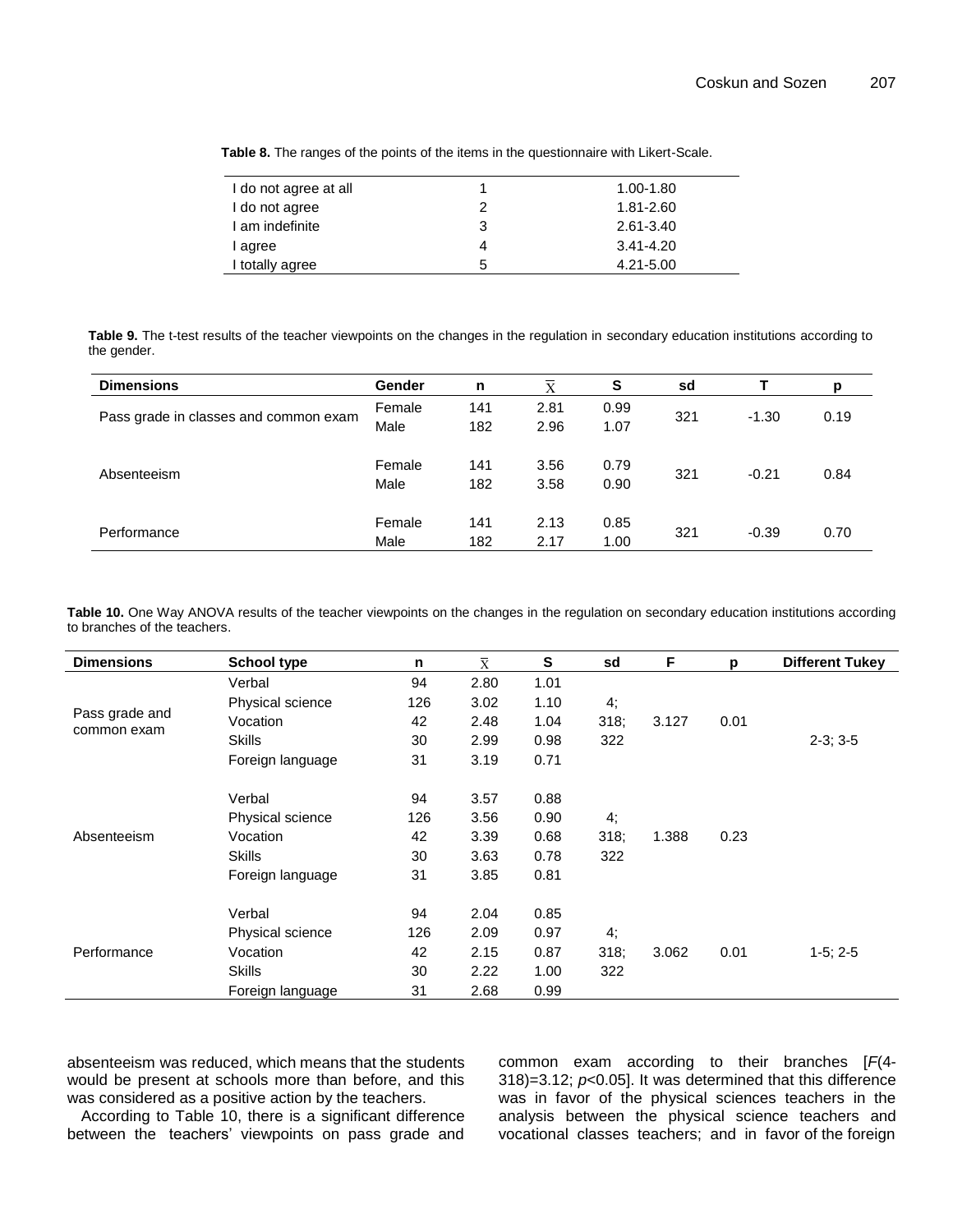**Table 8.** The ranges of the points of the items in the questionnaire with Likert-Scale.

| | | |
|---|---|---|
| I do not agree at all | 1 | 1.00-1.80 |
| I do not agree | 2 | 1.81-2.60 |
| I am indefinite | 3 | 2.61-3.40 |
| I agree | 4 | 3.41-4.20 |
| I totally agree | 5 | 4.21-5.00 |

**Table 9.** The t-test results of the teacher viewpoints on the changes in the regulation in secondary education institutions according to the gender.

| Dimensions | Gender | n | $\bar{X}$ | S | sd | T | p |
|---|---|---|---|---|---|---|---|
| Pass grade in classes and common exam | Female | 141 | 2.81 | 0.99 | 321 | -1.30 | 0.19 |
| | Male | 182 | 2.96 | 1.07 | | | |
| Absenteeism | Female | 141 | 3.56 | 0.79 | 321 | -0.21 | 0.84 |
| | Male | 182 | 3.58 | 0.90 | | | |
| Performance | Female | 141 | 2.13 | 0.85 | 321 | -0.39 | 0.70 |
| | Male | 182 | 2.17 | 1.00 | | | |

**Table 10.** One Way ANOVA results of the teacher viewpoints on the changes in the regulation on secondary education institutions according to branches of the teachers.

| Dimensions | School type | n | $\bar{X}$ | S | sd | F | p | Different Tukey |
|---|---|---|---|---|---|---|---|---|
| Pass grade and common exam | Verbal | 94 | 2.80 | 1.01 | | | | |
| | Physical science | 126 | 3.02 | 1.10 | 4; | | | |
| | Vocation | 42 | 2.48 | 1.04 | 318; | 3.127 | 0.01 | |
| | Skills | 30 | 2.99 | 0.98 | 322 | | | 2-3; 3-5 |
| | Foreign language | 31 | 3.19 | 0.71 | | | | |
| Absenteeism | Verbal | 94 | 3.57 | 0.88 | | | | |
| | Physical science | 126 | 3.56 | 0.90 | 4; | | | |
| | Vocation | 42 | 3.39 | 0.68 | 318; | 1.388 | 0.23 | |
| | Skills | 30 | 3.63 | 0.78 | 322 | | | |
| | Foreign language | 31 | 3.85 | 0.81 | | | | |
| Performance | Verbal | 94 | 2.04 | 0.85 | | | | |
| | Physical science | 126 | 2.09 | 0.97 | 4; | | | |
| | Vocation | 42 | 2.15 | 0.87 | 318; | 3.062 | 0.01 | 1-5; 2-5 |
| | Skills | 30 | 2.22 | 1.00 | 322 | | | |
| | Foreign language | 31 | 2.68 | 0.99 | | | | |

absenteeism was reduced, which means that the students would be present at schools more than before, and this was considered as a positive action by the teachers.

According to Table 10, there is a significant difference between the teachers' viewpoints on pass grade and common exam according to their branches [$F(4\text{-}318)=3.12$; $p<0.05$]. It was determined that this difference was in favor of the physical sciences teachers in the analysis between the physical science teachers and vocational classes teachers; and in favor of the foreign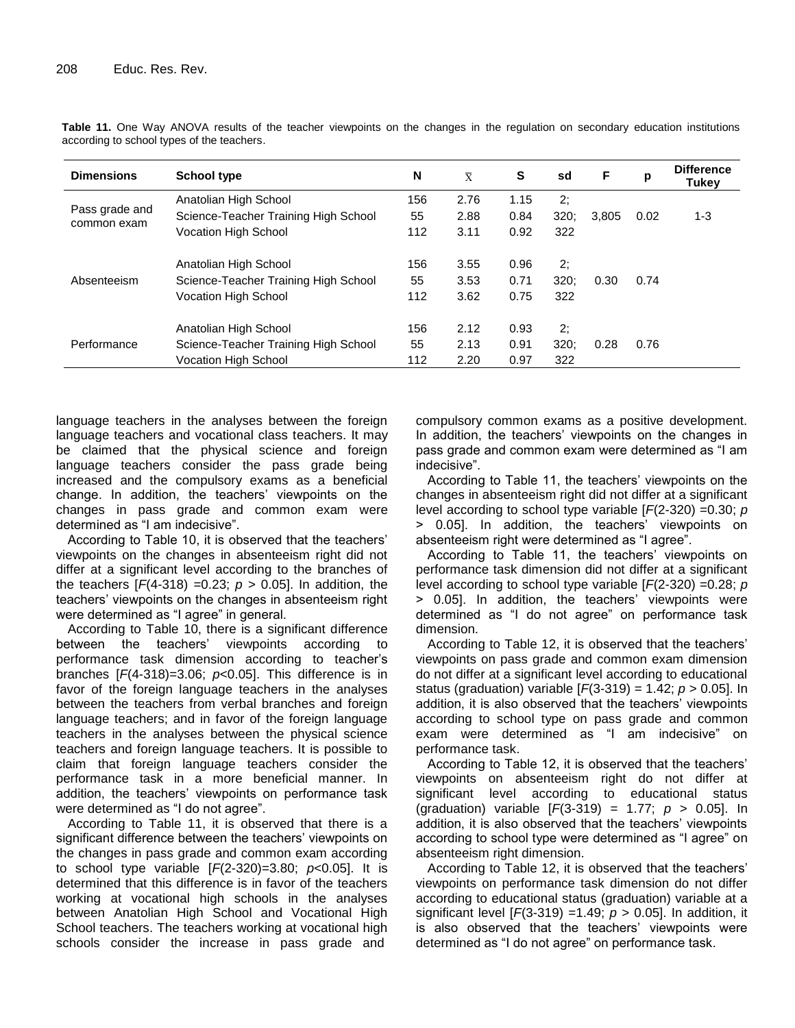**Table 11.** One Way ANOVA results of the teacher viewpoints on the changes in the regulation on secondary education institutions according to school types of the teachers.

| Dimensions | School type | N | $\bar{x}$ | S | sd | F | p | Difference Tukey |
|---|---|---|---|---|---|---|---|---|
| Pass grade and common exam | Anatolian High School | 156 | 2.76 | 1.15 | 2; | 3,805 | 0.02 | 1-3 |
| | Science-Teacher Training High School | 55 | 2.88 | 0.84 | 320; | | | |
| | Vocation High School | 112 | 3.11 | 0.92 | 322 | | | |
| Absenteeism | Anatolian High School | 156 | 3.55 | 0.96 | 2; | 0.30 | 0.74 | |
| | Science-Teacher Training High School | 55 | 3.53 | 0.71 | 320; | | | |
| | Vocation High School | 112 | 3.62 | 0.75 | 322 | | | |
| Performance | Anatolian High School | 156 | 2.12 | 0.93 | 2; | 0.28 | 0.76 | |
| | Science-Teacher Training High School | 55 | 2.13 | 0.91 | 320; | | | |
| | Vocation High School | 112 | 2.20 | 0.97 | 322 | | | |

language teachers in the analyses between the foreign language teachers and vocational class teachers. It may be claimed that the physical science and foreign language teachers consider the pass grade being increased and the compulsory exams as a beneficial change. In addition, the teachers' viewpoints on the changes in pass grade and common exam were determined as "I am indecisive".

According to Table 10, it is observed that the teachers' viewpoints on the changes in absenteeism right did not differ at a significant level according to the branches of the teachers [$F$(4-318) =0.23; $p$ > 0.05]. In addition, the teachers' viewpoints on the changes in absenteeism right were determined as "I agree" in general.

According to Table 10, there is a significant difference between the teachers' viewpoints according to performance task dimension according to teacher's branches [$F$(4-318)=3.06; $p$<0.05]. This difference is in favor of the foreign language teachers in the analyses between the teachers from verbal branches and foreign language teachers; and in favor of the foreign language teachers in the analyses between the physical science teachers and foreign language teachers. It is possible to claim that foreign language teachers consider the performance task in a more beneficial manner. In addition, the teachers' viewpoints on performance task were determined as "I do not agree".

According to Table 11, it is observed that there is a significant difference between the teachers' viewpoints on the changes in pass grade and common exam according to school type variable [$F$(2-320)=3.80; $p$<0.05]. It is determined that this difference is in favor of the teachers working at vocational high schools in the analyses between Anatolian High School and Vocational High School teachers. The teachers working at vocational high schools consider the increase in pass grade and compulsory common exams as a positive development. In addition, the teachers' viewpoints on the changes in pass grade and common exam were determined as "I am indecisive".

According to Table 11, the teachers' viewpoints on the changes in absenteeism right did not differ at a significant level according to school type variable [$F$(2-320) =0.30; $p$ > 0.05]. In addition, the teachers' viewpoints on absenteeism right were determined as "I agree".

According to Table 11, the teachers' viewpoints on performance task dimension did not differ at a significant level according to school type variable [$F$(2-320) =0.28; $p$ > 0.05]. In addition, the teachers' viewpoints were determined as "I do not agree" on performance task dimension.

According to Table 12, it is observed that the teachers' viewpoints on pass grade and common exam dimension do not differ at a significant level according to educational status (graduation) variable [$F$(3-319) = 1.42; $p$ > 0.05]. In addition, it is also observed that the teachers' viewpoints according to school type on pass grade and common exam were determined as "I am indecisive" on performance task.

According to Table 12, it is observed that the teachers' viewpoints on absenteeism right do not differ at significant level according to educational status (graduation) variable [$F$(3-319) = 1.77; $p$ > 0.05]. In addition, it is also observed that the teachers' viewpoints according to school type were determined as "I agree" on absenteeism right dimension.

According to Table 12, it is observed that the teachers' viewpoints on performance task dimension do not differ according to educational status (graduation) variable at a significant level [$F$(3-319) =1.49; $p$ > 0.05]. In addition, it is also observed that the teachers' viewpoints were determined as "I do not agree" on performance task.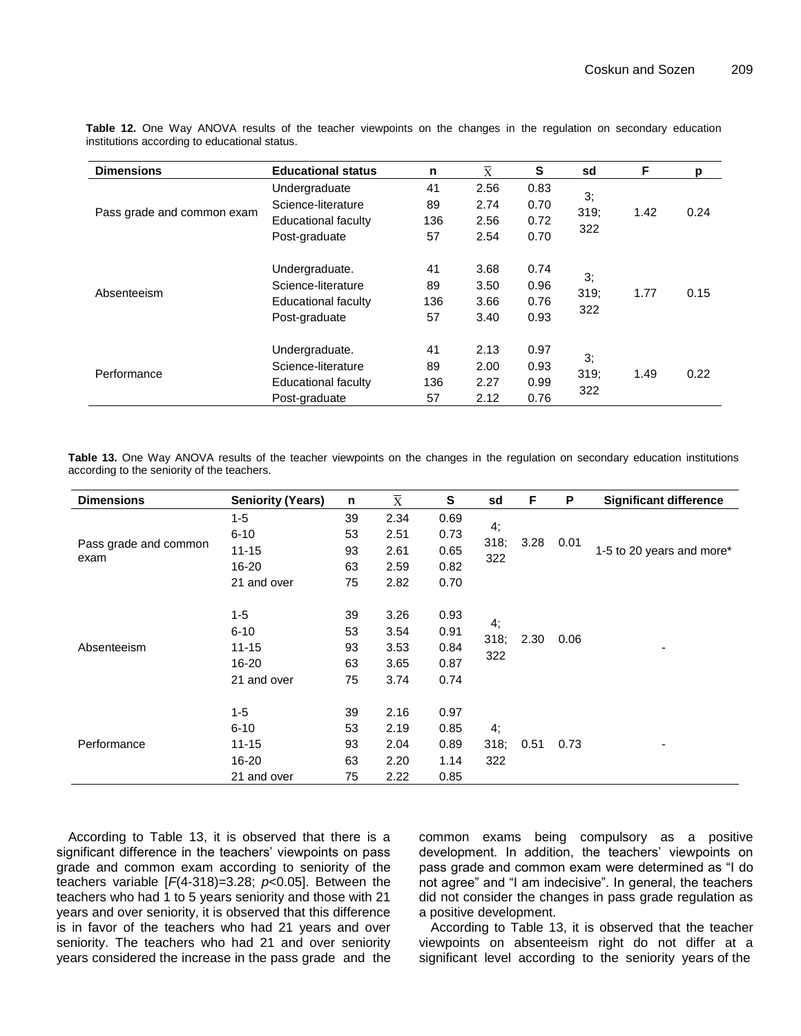**Table 12.** One Way ANOVA results of the teacher viewpoints on the changes in the regulation on secondary education institutions according to educational status.

| Dimensions | Educational status | n | $\bar{X}$ | S | sd | F | p |
|---|---|---|---|---|---|---|---|
| Pass grade and common exam | Undergraduate | 41 | 2.56 | 0.83 | 3; 319; 322 | 1.42 | 0.24 |
| | Science-literature | 89 | 2.74 | 0.70 | | | |
| | Educational faculty | 136 | 2.56 | 0.72 | | | |
| | Post-graduate | 57 | 2.54 | 0.70 | | | |
| Absenteeism | Undergraduate. | 41 | 3.68 | 0.74 | 3; 319; 322 | 1.77 | 0.15 |
| | Science-literature | 89 | 3.50 | 0.96 | | | |
| | Educational faculty | 136 | 3.66 | 0.76 | | | |
| | Post-graduate | 57 | 3.40 | 0.93 | | | |
| Performance | Undergraduate. | 41 | 2.13 | 0.97 | 3; 319; 322 | 1.49 | 0.22 |
| | Science-literature | 89 | 2.00 | 0.93 | | | |
| | Educational faculty | 136 | 2.27 | 0.99 | | | |
| | Post-graduate | 57 | 2.12 | 0.76 | | | |

**Table 13.** One Way ANOVA results of the teacher viewpoints on the changes in the regulation on secondary education institutions according to the seniority of the teachers.

| Dimensions | Seniority (Years) | n | $\bar{X}$ | S | sd | F | P | Significant difference |
|---|---|---|---|---|---|---|---|---|
| Pass grade and common exam | 1-5 | 39 | 2.34 | 0.69 | 4; 318; 322 | 3.28 | 0.01 | 1-5 to 20 years and more* |
| | 6-10 | 53 | 2.51 | 0.73 | | | | |
| | 11-15 | 93 | 2.61 | 0.65 | | | | |
| | 16-20 | 63 | 2.59 | 0.82 | | | | |
| | 21 and over | 75 | 2.82 | 0.70 | | | | |
| Absenteeism | 1-5 | 39 | 3.26 | 0.93 | 4; 318; 322 | 2.30 | 0.06 | - |
| | 6-10 | 53 | 3.54 | 0.91 | | | | |
| | 11-15 | 93 | 3.53 | 0.84 | | | | |
| | 16-20 | 63 | 3.65 | 0.87 | | | | |
| | 21 and over | 75 | 3.74 | 0.74 | | | | |
| Performance | 1-5 | 39 | 2.16 | 0.97 | 4; 318; 322 | 0.51 | 0.73 | - |
| | 6-10 | 53 | 2.19 | 0.85 | | | | |
| | 11-15 | 93 | 2.04 | 0.89 | | | | |
| | 16-20 | 63 | 2.20 | 1.14 | | | | |
| | 21 and over | 75 | 2.22 | 0.85 | | | | |

According to Table 13, it is observed that there is a significant difference in the teachers' viewpoints on pass grade and common exam according to seniority of the teachers variable [$F(4\text{-}318)=3.28$; $p<0.05$]. Between the teachers who had 1 to 5 years seniority and those with 21 years and over seniority, it is observed that this difference is in favor of the teachers who had 21 years and over seniority. The teachers who had 21 and over seniority years considered the increase in the pass grade and the common exams being compulsory as a positive development. In addition, the teachers' viewpoints on pass grade and common exam were determined as "I do not agree" and "I am indecisive". In general, the teachers did not consider the changes in pass grade regulation as a positive development.

According to Table 13, it is observed that the teacher viewpoints on absenteeism right do not differ at a significant level according to the seniority years of the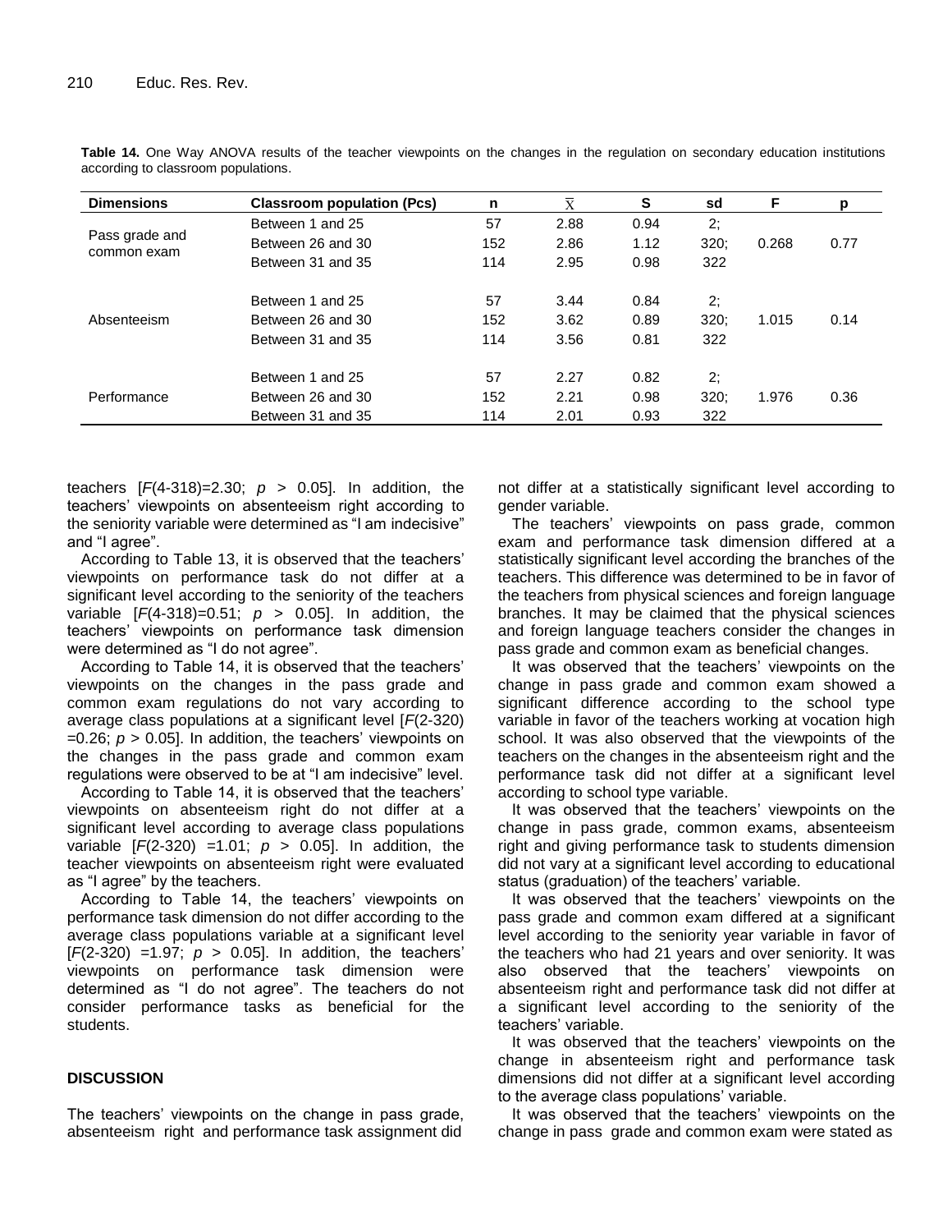**Table 14.** One Way ANOVA results of the teacher viewpoints on the changes in the regulation on secondary education institutions according to classroom populations.

| Dimensions | Classroom population (Pcs) | n | $\bar{X}$ | S | sd | F | p |
|---|---|---|---|---|---|---|---|
| Pass grade and common exam | Between 1 and 25 | 57 | 2.88 | 0.94 | 2; | 0.268 | 0.77 |
| | Between 26 and 30 | 152 | 2.86 | 1.12 | 320; | | |
| | Between 31 and 35 | 114 | 2.95 | 0.98 | 322 | | |
| Absenteeism | Between 1 and 25 | 57 | 3.44 | 0.84 | 2; | 1.015 | 0.14 |
| | Between 26 and 30 | 152 | 3.62 | 0.89 | 320; | | |
| | Between 31 and 35 | 114 | 3.56 | 0.81 | 322 | | |
| Performance | Between 1 and 25 | 57 | 2.27 | 0.82 | 2; | 1.976 | 0.36 |
| | Between 26 and 30 | 152 | 2.21 | 0.98 | 320; | | |
| | Between 31 and 35 | 114 | 2.01 | 0.93 | 322 | | |

teachers [$F(4\text{-}318)=2.30$; $p > 0.05$]. In addition, the teachers' viewpoints on absenteeism right according to the seniority variable were determined as "I am indecisive" and "I agree".

According to Table 13, it is observed that the teachers' viewpoints on performance task do not differ at a significant level according to the seniority of the teachers variable [$F(4\text{-}318)=0.51$; $p > 0.05$]. In addition, the teachers' viewpoints on performance task dimension were determined as "I do not agree".

According to Table 14, it is observed that the teachers' viewpoints on the changes in the pass grade and common exam regulations do not vary according to average class populations at a significant level [$F(2\text{-}320) =0.26$; $p > 0.05$]. In addition, the teachers' viewpoints on the changes in the pass grade and common exam regulations were observed to be at "I am indecisive" level.

According to Table 14, it is observed that the teachers' viewpoints on absenteeism right do not differ at a significant level according to average class populations variable [$F(2\text{-}320) =1.01$; $p > 0.05$]. In addition, the teacher viewpoints on absenteeism right were evaluated as "I agree" by the teachers.

According to Table 14, the teachers' viewpoints on performance task dimension do not differ according to the average class populations variable at a significant level [$F(2\text{-}320) =1.97$; $p > 0.05$]. In addition, the teachers' viewpoints on performance task dimension were determined as "I do not agree". The teachers do not consider performance tasks as beneficial for the students.

## DISCUSSION

The teachers' viewpoints on the change in pass grade, absenteeism right and performance task assignment did not differ at a statistically significant level according to gender variable.

The teachers' viewpoints on pass grade, common exam and performance task dimension differed at a statistically significant level according the branches of the teachers. This difference was determined to be in favor of the teachers from physical sciences and foreign language branches. It may be claimed that the physical sciences and foreign language teachers consider the changes in pass grade and common exam as beneficial changes.

It was observed that the teachers' viewpoints on the change in pass grade and common exam showed a significant difference according to the school type variable in favor of the teachers working at vocation high school. It was also observed that the viewpoints of the teachers on the changes in the absenteeism right and the performance task did not differ at a significant level according to school type variable.

It was observed that the teachers' viewpoints on the change in pass grade, common exams, absenteeism right and giving performance task to students dimension did not vary at a significant level according to educational status (graduation) of the teachers' variable.

It was observed that the teachers' viewpoints on the pass grade and common exam differed at a significant level according to the seniority year variable in favor of the teachers who had 21 years and over seniority. It was also observed that the teachers' viewpoints on absenteeism right and performance task did not differ at a significant level according to the seniority of the teachers' variable.

It was observed that the teachers' viewpoints on the change in absenteeism right and performance task dimensions did not differ at a significant level according to the average class populations' variable.

It was observed that the teachers' viewpoints on the change in pass grade and common exam were stated as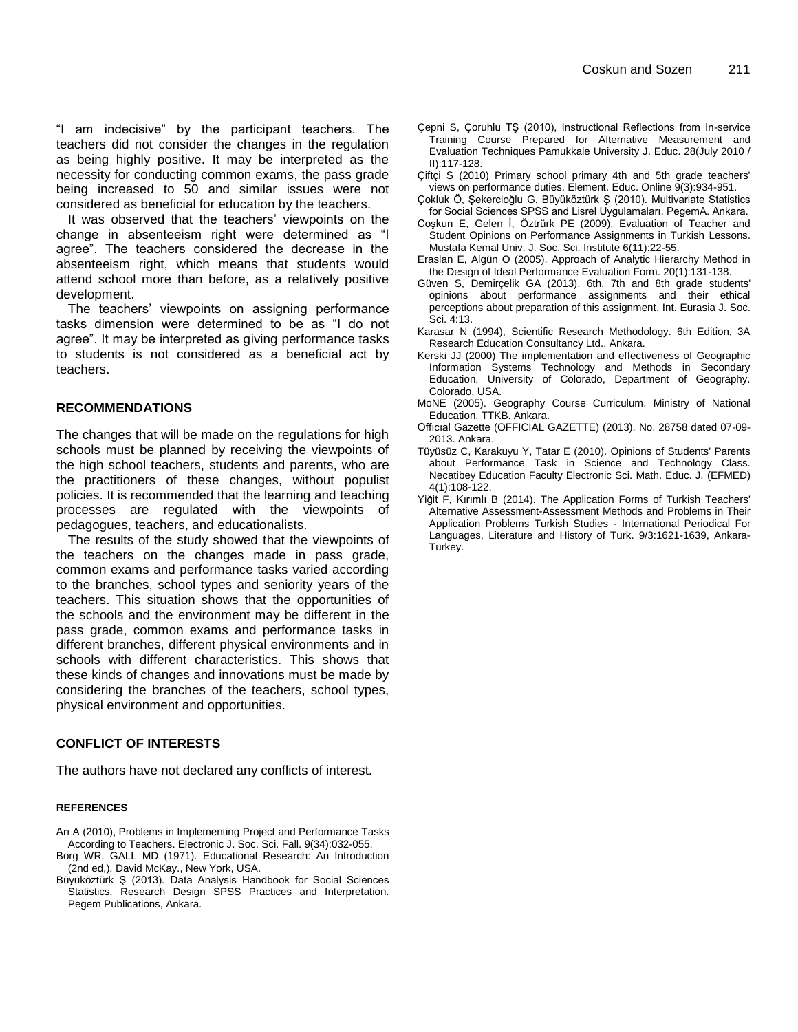"I am indecisive" by the participant teachers. The teachers did not consider the changes in the regulation as being highly positive. It may be interpreted as the necessity for conducting common exams, the pass grade being increased to 50 and similar issues were not considered as beneficial for education by the teachers.

It was observed that the teachers' viewpoints on the change in absenteeism right were determined as "I agree". The teachers considered the decrease in the absenteeism right, which means that students would attend school more than before, as a relatively positive development.

The teachers' viewpoints on assigning performance tasks dimension were determined to be as "I do not agree". It may be interpreted as giving performance tasks to students is not considered as a beneficial act by teachers.

## RECOMMENDATIONS

The changes that will be made on the regulations for high schools must be planned by receiving the viewpoints of the high school teachers, students and parents, who are the practitioners of these changes, without populist policies. It is recommended that the learning and teaching processes are regulated with the viewpoints of pedagogues, teachers, and educationalists.

The results of the study showed that the viewpoints of the teachers on the changes made in pass grade, common exams and performance tasks varied according to the branches, school types and seniority years of the teachers. This situation shows that the opportunities of the schools and the environment may be different in the pass grade, common exams and performance tasks in different branches, different physical environments and in schools with different characteristics. This shows that these kinds of changes and innovations must be made by considering the branches of the teachers, school types, physical environment and opportunities.

## CONFLICT OF INTERESTS

The authors have not declared any conflicts of interest.

## REFERENCES

Arı A (2010), Problems in Implementing Project and Performance Tasks According to Teachers. Electronic J. Soc. Sci. Fall. 9(34):032-055.

Borg WR, GALL MD (1971). Educational Research: An Introduction (2nd ed,). David McKay., New York, USA.

Büyüköztürk Ş (2013). Data Analysis Handbook for Social Sciences Statistics, Research Design SPSS Practices and Interpretation. Pegem Publications, Ankara.

Çepni S, Çoruhlu TŞ (2010), Instructional Reflections from In-service Training Course Prepared for Alternative Measurement and Evaluation Techniques Pamukkale University J. Educ. 28(July 2010 / II):117-128.

Çiftçi S (2010) Primary school primary 4th and 5th grade teachers' views on performance duties. Element. Educ. Online 9(3):934-951.

Çokluk Ö, Şekercioğlu G, Büyüköztürk Ş (2010). Multivariate Statistics for Social Sciences SPSS and Lisrel Uygulamaları. PegemA. Ankara.

Coşkun E, Gelen İ, Öztrürk PE (2009), Evaluation of Teacher and Student Opinions on Performance Assignments in Turkish Lessons. Mustafa Kemal Univ. J. Soc. Sci. Institute 6(11):22-55.

Eraslan E, Algün O (2005). Approach of Analytic Hierarchy Method in the Design of Ideal Performance Evaluation Form. 20(1):131-138.

Güven S, Demirçelik GA (2013). 6th, 7th and 8th grade students' opinions about performance assignments and their ethical perceptions about preparation of this assignment. Int. Eurasia J. Soc. Sci. 4:13.

Karasar N (1994), Scientific Research Methodology. 6th Edition, 3A Research Education Consultancy Ltd., Ankara.

Kerski JJ (2000) The implementation and effectiveness of Geographic Information Systems Technology and Methods in Secondary Education, University of Colorado, Department of Geography. Colorado, USA.

MoNE (2005). Geography Course Curriculum. Ministry of National Education, TTKB. Ankara.

Offıcıal Gazette (OFFICIAL GAZETTE) (2013). No. 28758 dated 07-09-2013. Ankara.

Tüyüsüz C, Karakuyu Y, Tatar E (2010). Opinions of Students' Parents about Performance Task in Science and Technology Class. Necatibey Education Faculty Electronic Sci. Math. Educ. J. (EFMED) 4(1):108-122.

Yiğit F, Kırımlı B (2014). The Application Forms of Turkish Teachers' Alternative Assessment-Assessment Methods and Problems in Their Application Problems Turkish Studies - International Periodical For Languages, Literature and History of Turk. 9/3:1621-1639, Ankara-Turkey.